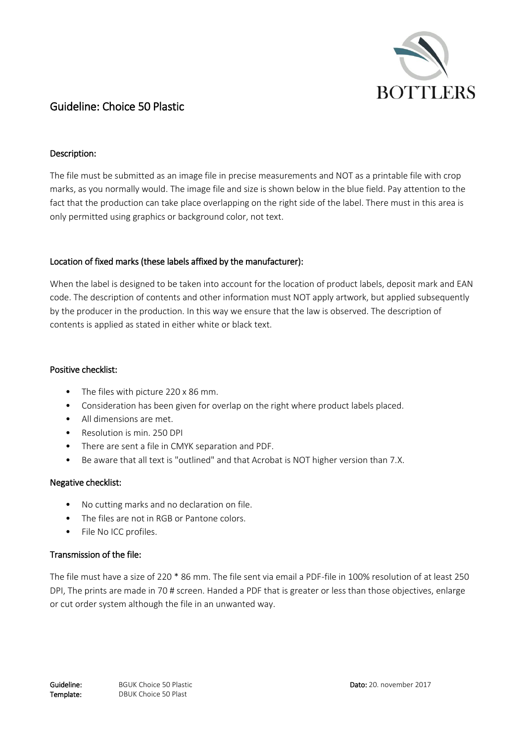BOTTLERS

# Guideline: Choice 50 Plastic

## Description:

The file must be submitted as an image file in precise measurements and NOT as a printable file with crop marks, as you normally would. The image file and size is shown below in the blue field. Pay attention to the fact that the production can take place overlapping on the right side of the label. There must in this area is only permitted using graphics or background color, not text.

## Location of fixed marks (these labels affixed by the manufacturer):

When the label is designed to be taken into account for the location of product labels, deposit mark and EAN code. The description of contents and other information must NOT apply artwork, but applied subsequently by the producer in the production. In this way we ensure that the law is observed. The description of contents is applied as stated in either white or black text.

## Positive checklist:

- The files with picture 220 x 86 mm.
- Consideration has been given for overlap on the right where product labels placed.
- All dimensions are met.
- Resolution is min. 250 DPI
- There are sent a file in CMYK separation and PDF.
- Be aware that all text is "outlined" and that Acrobat is NOT higher version than 7.X.

## Negative checklist:

- No cutting marks and no declaration on file.
- The files are not in RGB or Pantone colors.
- File No ICC profiles.

## Transmission of the file:

The file must have a size of 220 * 86 mm. The file sent via email a PDF-file in 100% resolution of at least 250 DPI, The prints are made in 70 # screen. Handed a PDF that is greater or less than those objectives, enlarge or cut order system although the file in an unwanted way.

**Guideline:** BGUK Choice 50 Plastic **Dato:** 20. november 2017
**Template:** DBUK Choice 50 Plast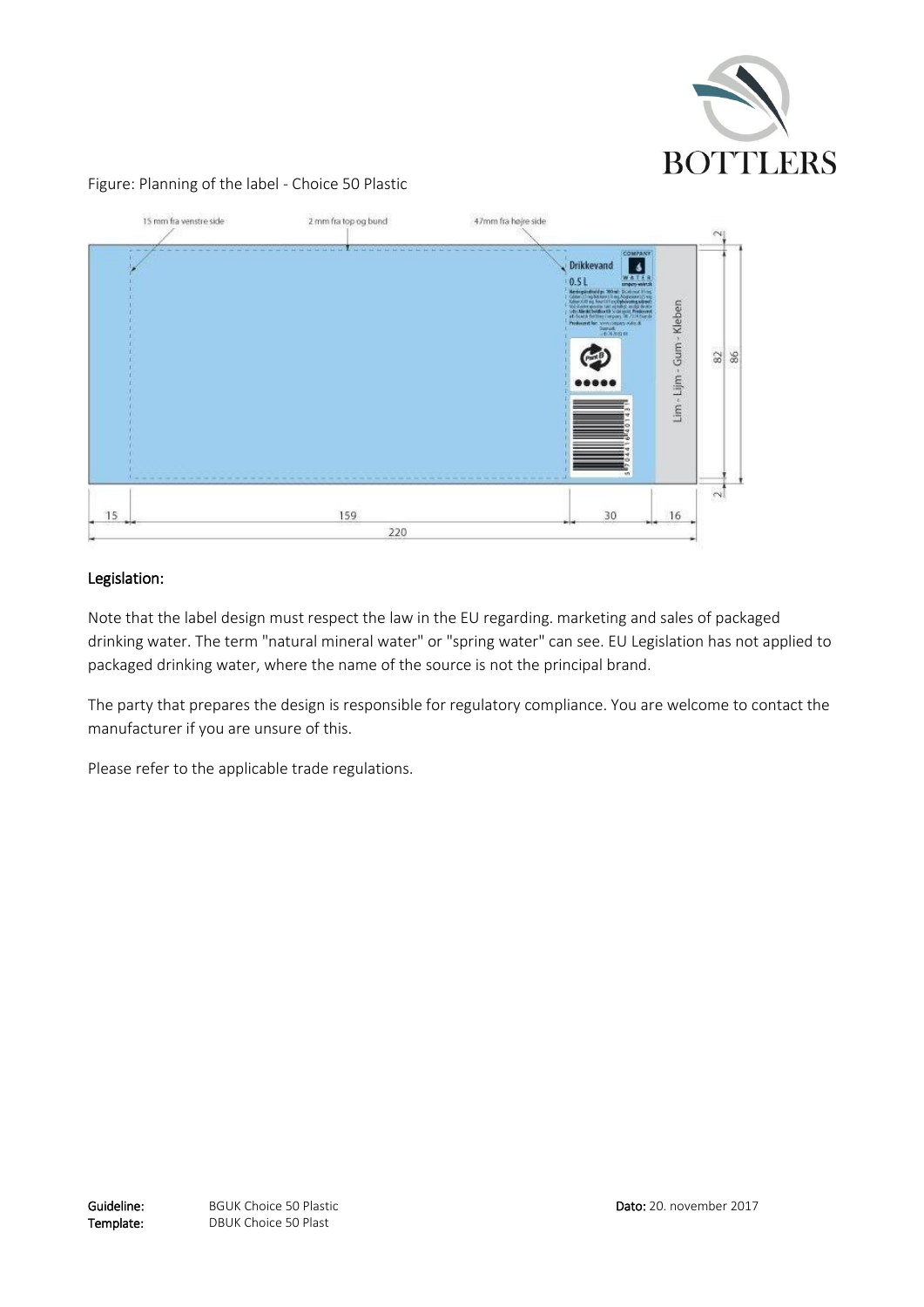Figure: Planning of the label - Choice 50 Plastic

15 mm fra venstre side

2 mm fra top og bund

47mm fra højre side

Drikkevand

0.5 L

Lim - Lijm - Gum - Kleben

15

159

30

16

220

2

82

86

2

## Legislation:

Note that the label design must respect the law in the EU regarding. marketing and sales of packaged drinking water. The term "natural mineral water" or "spring water" can see. EU Legislation has not applied to packaged drinking water, where the name of the source is not the principal brand.

The party that prepares the design is responsible for regulatory compliance. You are welcome to contact the manufacturer if you are unsure of this.

Please refer to the applicable trade regulations.

**Guideline:** BGUK Choice 50 Plastic

**Template:** DBUK Choice 50 Plast

**Dato:** 20. november 2017